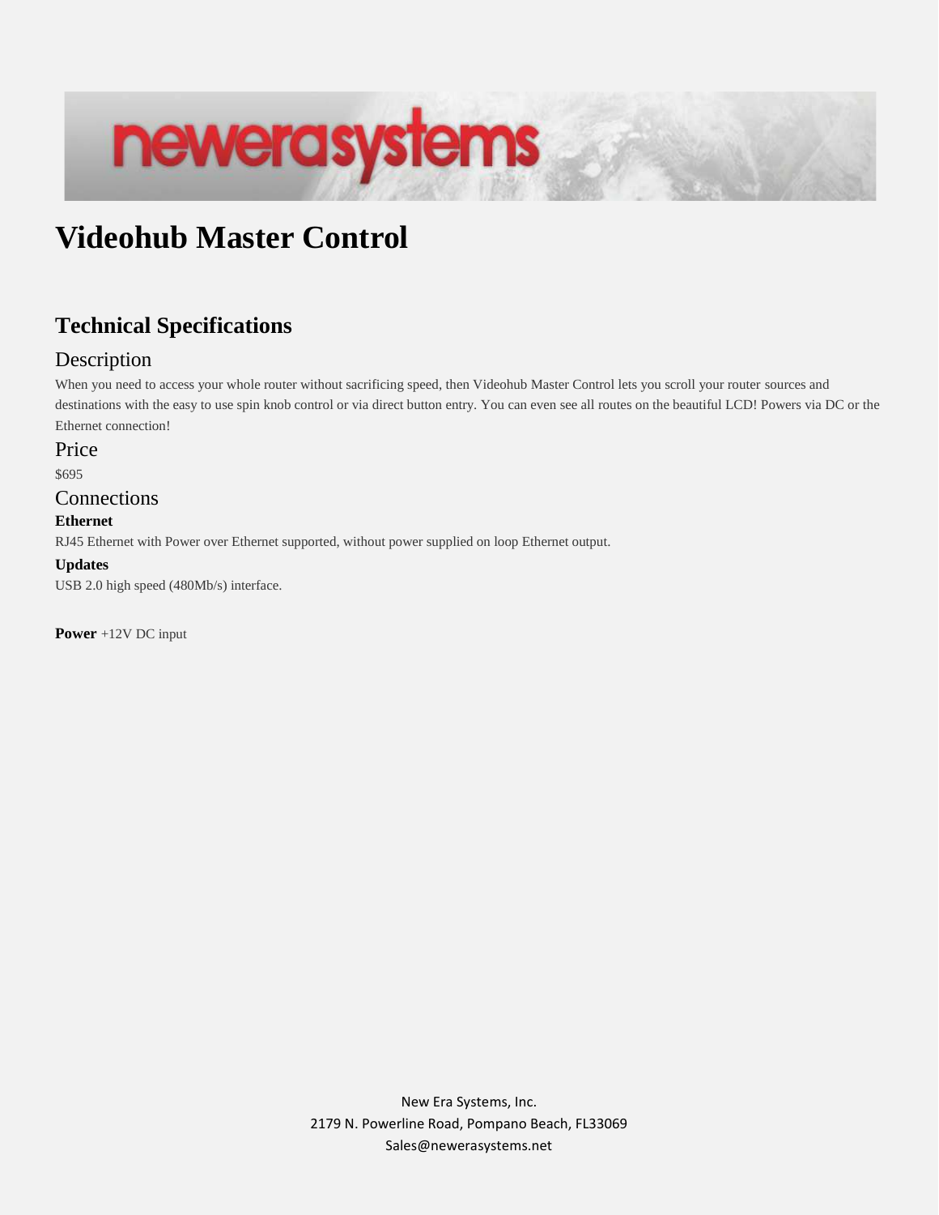# Videohub Master Control

## Technical Specifications

### Description

When you need to access your whole router without sacrificing speed, then Videohub Master Control lets you scroll your router sources and destinations with the easy to use spin knob control or via direct button entry. You can even see all routes on the beautiful LCD! Powers via DC or the Ethernet connection!

### Price

$695

### Connections

**Ethernet**

RJ45 Ethernet with Power over Ethernet supported, without power supplied on loop Ethernet output.

**Updates**

USB 2.0 high speed (480Mb/s) interface.

**Power** +12V DC input

New Era Systems, Inc.
2179 N. Powerline Road, Pompano Beach, FL33069
Sales@newerasystems.net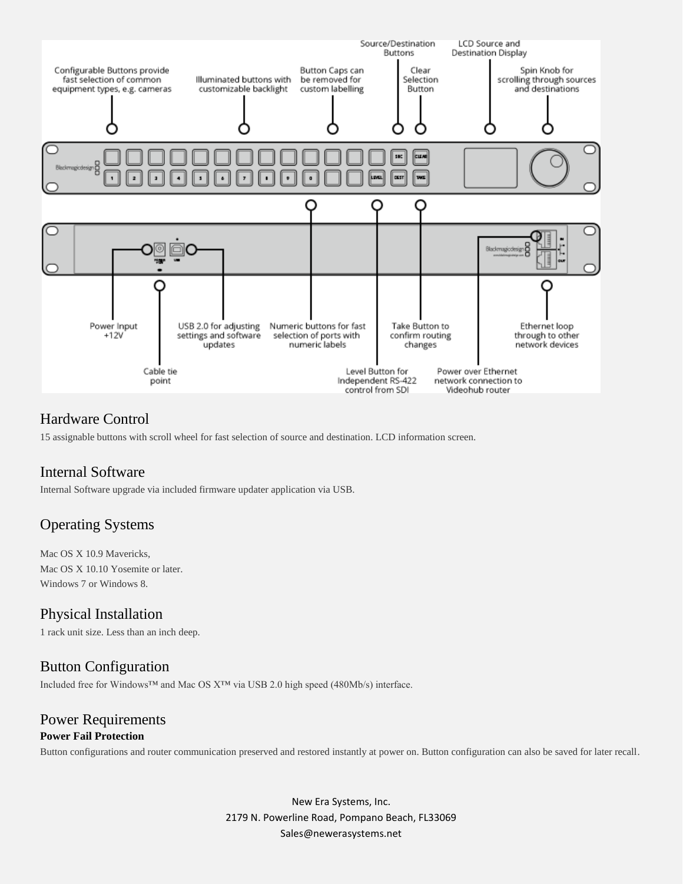## Hardware Control

15 assignable buttons with scroll wheel for fast selection of source and destination. LCD information screen.

## Internal Software

Internal Software upgrade via included firmware updater application via USB.

## Operating Systems

Mac OS X 10.9 Mavericks,
Mac OS X 10.10 Yosemite or later.
Windows 7 or Windows 8.

## Physical Installation

1 rack unit size. Less than an inch deep.

## Button Configuration

Included free for Windows™ and Mac OS X™ via USB 2.0 high speed (480Mb/s) interface.

## Power Requirements

**Power Fail Protection**

Button configurations and router communication preserved and restored instantly at power on. Button configuration can also be saved for later recall.

New Era Systems, Inc.
2179 N. Powerline Road, Pompano Beach, FL33069
Sales@newerasystems.net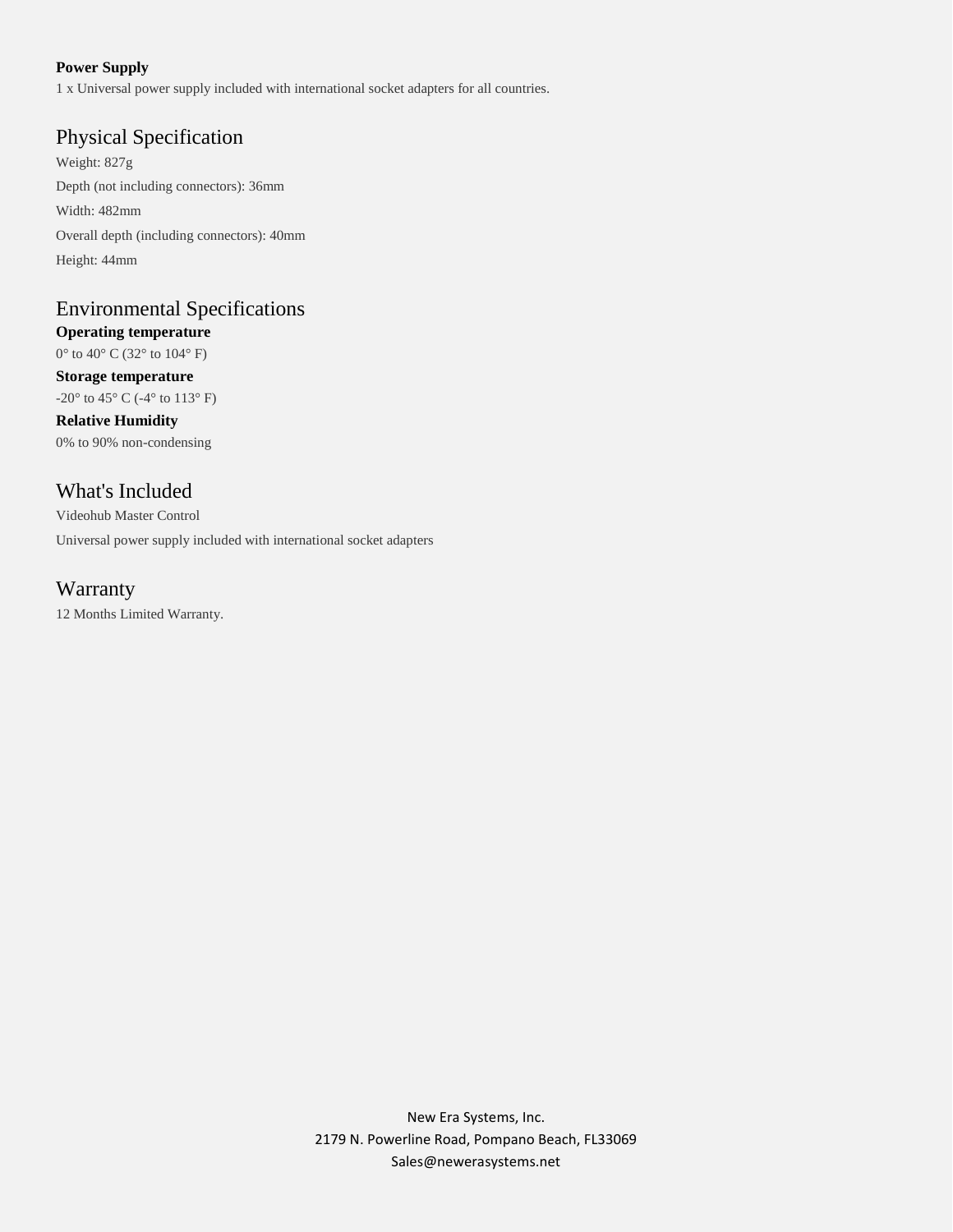**Power Supply**

1 x Universal power supply included with international socket adapters for all countries.

## Physical Specification

Weight: 827g

Depth (not including connectors): 36mm

Width: 482mm

Overall depth (including connectors): 40mm

Height: 44mm

## Environmental Specifications

**Operating temperature**

0° to 40° C (32° to 104° F)

**Storage temperature**

-20° to 45° C (-4° to 113° F)

**Relative Humidity**

0% to 90% non-condensing

## What's Included

Videohub Master Control

Universal power supply included with international socket adapters

## Warranty

12 Months Limited Warranty.

New Era Systems, Inc.
2179 N. Powerline Road, Pompano Beach, FL33069
Sales@newerasystems.net